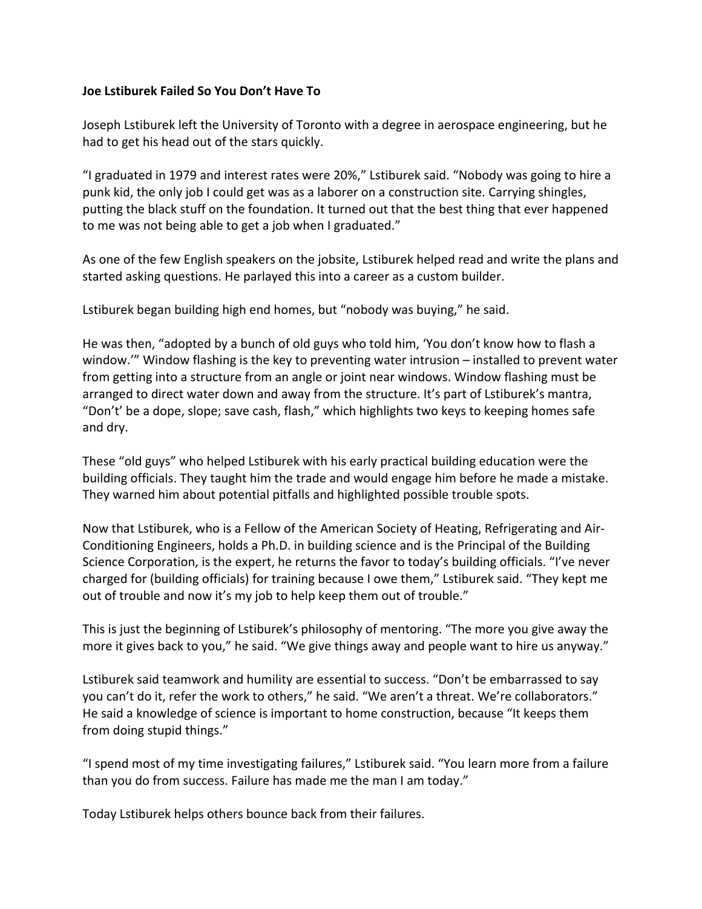**Joe Lstiburek Failed So You Don't Have To**

Joseph Lstiburek left the University of Toronto with a degree in aerospace engineering, but he had to get his head out of the stars quickly.

"I graduated in 1979 and interest rates were 20%," Lstiburek said. "Nobody was going to hire a punk kid, the only job I could get was as a laborer on a construction site. Carrying shingles, putting the black stuff on the foundation. It turned out that the best thing that ever happened to me was not being able to get a job when I graduated."

As one of the few English speakers on the jobsite, Lstiburek helped read and write the plans and started asking questions. He parlayed this into a career as a custom builder.

Lstiburek began building high end homes, but "nobody was buying," he said.

He was then, "adopted by a bunch of old guys who told him, 'You don't know how to flash a window.'" Window flashing is the key to preventing water intrusion – installed to prevent water from getting into a structure from an angle or joint near windows. Window flashing must be arranged to direct water down and away from the structure. It's part of Lstiburek's mantra, "Don't' be a dope, slope; save cash, flash," which highlights two keys to keeping homes safe and dry.

These "old guys" who helped Lstiburek with his early practical building education were the building officials. They taught him the trade and would engage him before he made a mistake. They warned him about potential pitfalls and highlighted possible trouble spots.

Now that Lstiburek, who is a Fellow of the American Society of Heating, Refrigerating and Air-Conditioning Engineers, holds a Ph.D. in building science and is the Principal of the Building Science Corporation, is the expert, he returns the favor to today's building officials. "I've never charged for (building officials) for training because I owe them," Lstiburek said. "They kept me out of trouble and now it's my job to help keep them out of trouble."

This is just the beginning of Lstiburek's philosophy of mentoring. "The more you give away the more it gives back to you," he said. "We give things away and people want to hire us anyway."

Lstiburek said teamwork and humility are essential to success. "Don't be embarrassed to say you can't do it, refer the work to others," he said. "We aren't a threat. We're collaborators." He said a knowledge of science is important to home construction, because "It keeps them from doing stupid things."

"I spend most of my time investigating failures," Lstiburek said. "You learn more from a failure than you do from success. Failure has made me the man I am today."

Today Lstiburek helps others bounce back from their failures.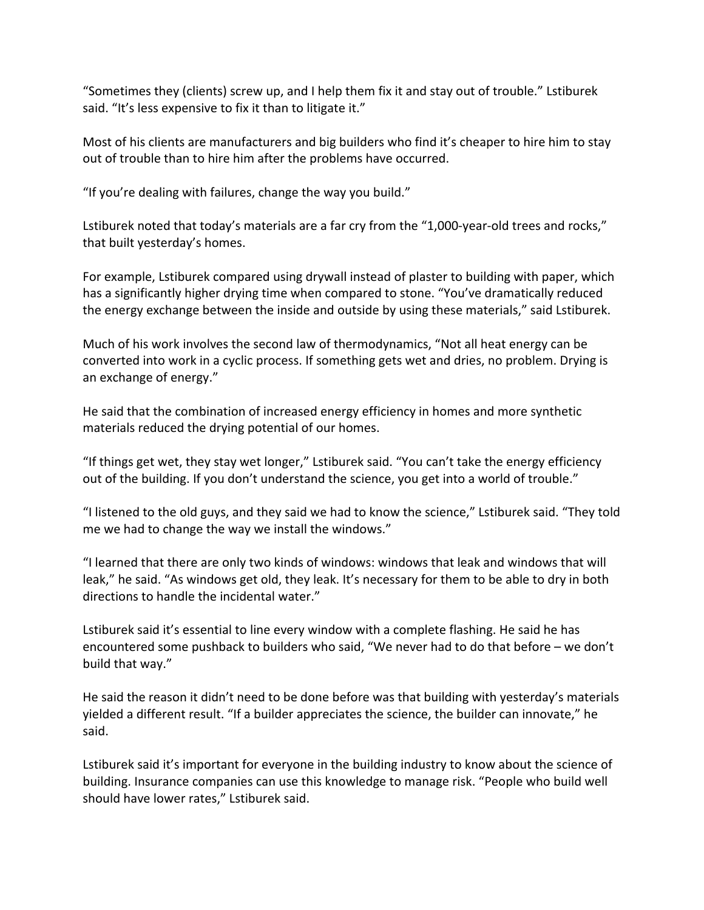"Sometimes they (clients) screw up, and I help them fix it and stay out of trouble." Lstiburek said. "It's less expensive to fix it than to litigate it."

Most of his clients are manufacturers and big builders who find it's cheaper to hire him to stay out of trouble than to hire him after the problems have occurred.

"If you're dealing with failures, change the way you build."

Lstiburek noted that today's materials are a far cry from the "1,000-year-old trees and rocks," that built yesterday's homes.

For example, Lstiburek compared using drywall instead of plaster to building with paper, which has a significantly higher drying time when compared to stone. "You've dramatically reduced the energy exchange between the inside and outside by using these materials," said Lstiburek.

Much of his work involves the second law of thermodynamics, "Not all heat energy can be converted into work in a cyclic process. If something gets wet and dries, no problem. Drying is an exchange of energy."

He said that the combination of increased energy efficiency in homes and more synthetic materials reduced the drying potential of our homes.

"If things get wet, they stay wet longer," Lstiburek said. "You can't take the energy efficiency out of the building. If you don't understand the science, you get into a world of trouble."

"I listened to the old guys, and they said we had to know the science," Lstiburek said. "They told me we had to change the way we install the windows."

"I learned that there are only two kinds of windows: windows that leak and windows that will leak," he said. "As windows get old, they leak. It's necessary for them to be able to dry in both directions to handle the incidental water."

Lstiburek said it's essential to line every window with a complete flashing. He said he has encountered some pushback to builders who said, "We never had to do that before – we don't build that way."

He said the reason it didn't need to be done before was that building with yesterday's materials yielded a different result. "If a builder appreciates the science, the builder can innovate," he said.

Lstiburek said it's important for everyone in the building industry to know about the science of building. Insurance companies can use this knowledge to manage risk. "People who build well should have lower rates," Lstiburek said.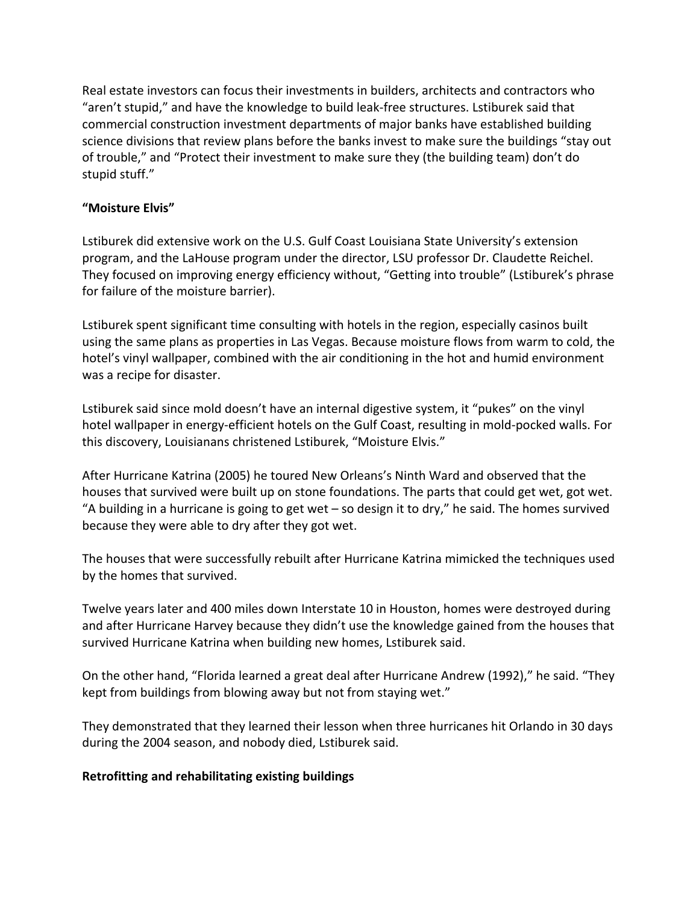Real estate investors can focus their investments in builders, architects and contractors who "aren't stupid," and have the knowledge to build leak-free structures. Lstiburek said that commercial construction investment departments of major banks have established building science divisions that review plans before the banks invest to make sure the buildings "stay out of trouble," and "Protect their investment to make sure they (the building team) don't do stupid stuff."

**"Moisture Elvis"**

Lstiburek did extensive work on the U.S. Gulf Coast Louisiana State University's extension program, and the LaHouse program under the director, LSU professor Dr. Claudette Reichel. They focused on improving energy efficiency without, "Getting into trouble" (Lstiburek's phrase for failure of the moisture barrier).

Lstiburek spent significant time consulting with hotels in the region, especially casinos built using the same plans as properties in Las Vegas. Because moisture flows from warm to cold, the hotel's vinyl wallpaper, combined with the air conditioning in the hot and humid environment was a recipe for disaster.

Lstiburek said since mold doesn't have an internal digestive system, it "pukes" on the vinyl hotel wallpaper in energy-efficient hotels on the Gulf Coast, resulting in mold-pocked walls. For this discovery, Louisianans christened Lstiburek, "Moisture Elvis."

After Hurricane Katrina (2005) he toured New Orleans's Ninth Ward and observed that the houses that survived were built up on stone foundations. The parts that could get wet, got wet. "A building in a hurricane is going to get wet – so design it to dry," he said. The homes survived because they were able to dry after they got wet.

The houses that were successfully rebuilt after Hurricane Katrina mimicked the techniques used by the homes that survived.

Twelve years later and 400 miles down Interstate 10 in Houston, homes were destroyed during and after Hurricane Harvey because they didn't use the knowledge gained from the houses that survived Hurricane Katrina when building new homes, Lstiburek said.

On the other hand, "Florida learned a great deal after Hurricane Andrew (1992)," he said. "They kept from buildings from blowing away but not from staying wet."

They demonstrated that they learned their lesson when three hurricanes hit Orlando in 30 days during the 2004 season, and nobody died, Lstiburek said.

**Retrofitting and rehabilitating existing buildings**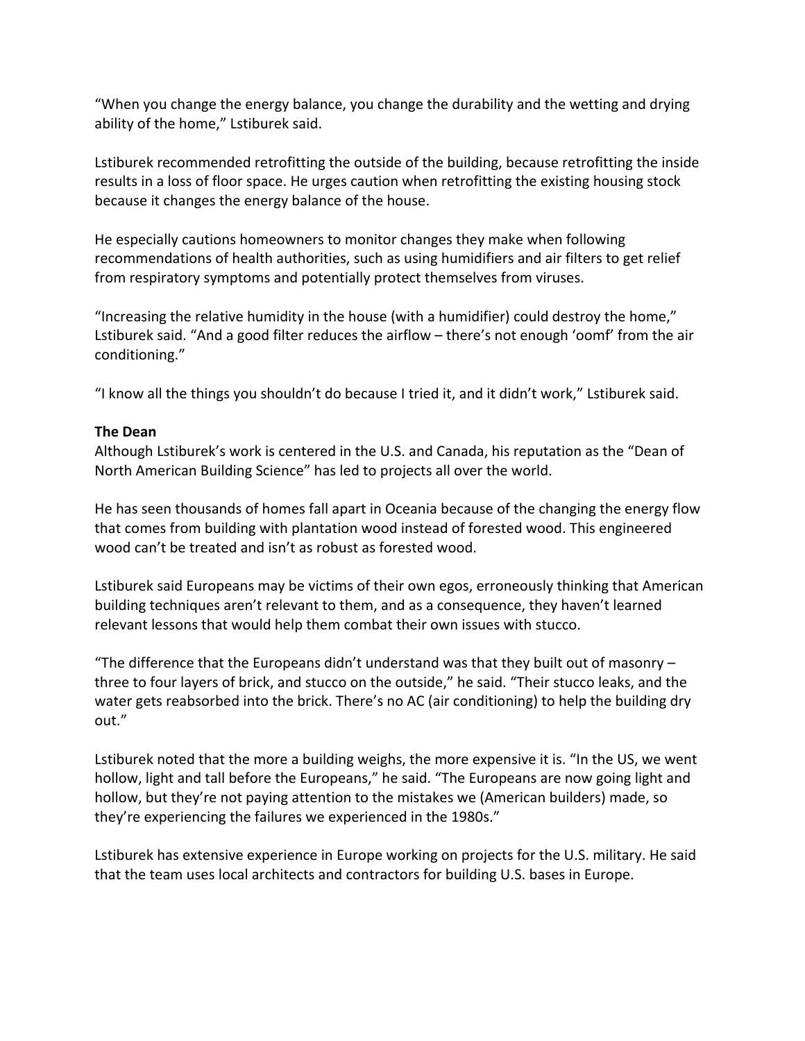"When you change the energy balance, you change the durability and the wetting and drying ability of the home," Lstiburek said.

Lstiburek recommended retrofitting the outside of the building, because retrofitting the inside results in a loss of floor space. He urges caution when retrofitting the existing housing stock because it changes the energy balance of the house.

He especially cautions homeowners to monitor changes they make when following recommendations of health authorities, such as using humidifiers and air filters to get relief from respiratory symptoms and potentially protect themselves from viruses.

"Increasing the relative humidity in the house (with a humidifier) could destroy the home," Lstiburek said. "And a good filter reduces the airflow – there's not enough 'oomf' from the air conditioning."

"I know all the things you shouldn't do because I tried it, and it didn't work," Lstiburek said.

**The Dean**

Although Lstiburek's work is centered in the U.S. and Canada, his reputation as the "Dean of North American Building Science" has led to projects all over the world.

He has seen thousands of homes fall apart in Oceania because of the changing the energy flow that comes from building with plantation wood instead of forested wood. This engineered wood can't be treated and isn't as robust as forested wood.

Lstiburek said Europeans may be victims of their own egos, erroneously thinking that American building techniques aren't relevant to them, and as a consequence, they haven't learned relevant lessons that would help them combat their own issues with stucco.

"The difference that the Europeans didn't understand was that they built out of masonry – three to four layers of brick, and stucco on the outside," he said. "Their stucco leaks, and the water gets reabsorbed into the brick. There's no AC (air conditioning) to help the building dry out."

Lstiburek noted that the more a building weighs, the more expensive it is. "In the US, we went hollow, light and tall before the Europeans," he said. "The Europeans are now going light and hollow, but they're not paying attention to the mistakes we (American builders) made, so they're experiencing the failures we experienced in the 1980s."

Lstiburek has extensive experience in Europe working on projects for the U.S. military. He said that the team uses local architects and contractors for building U.S. bases in Europe.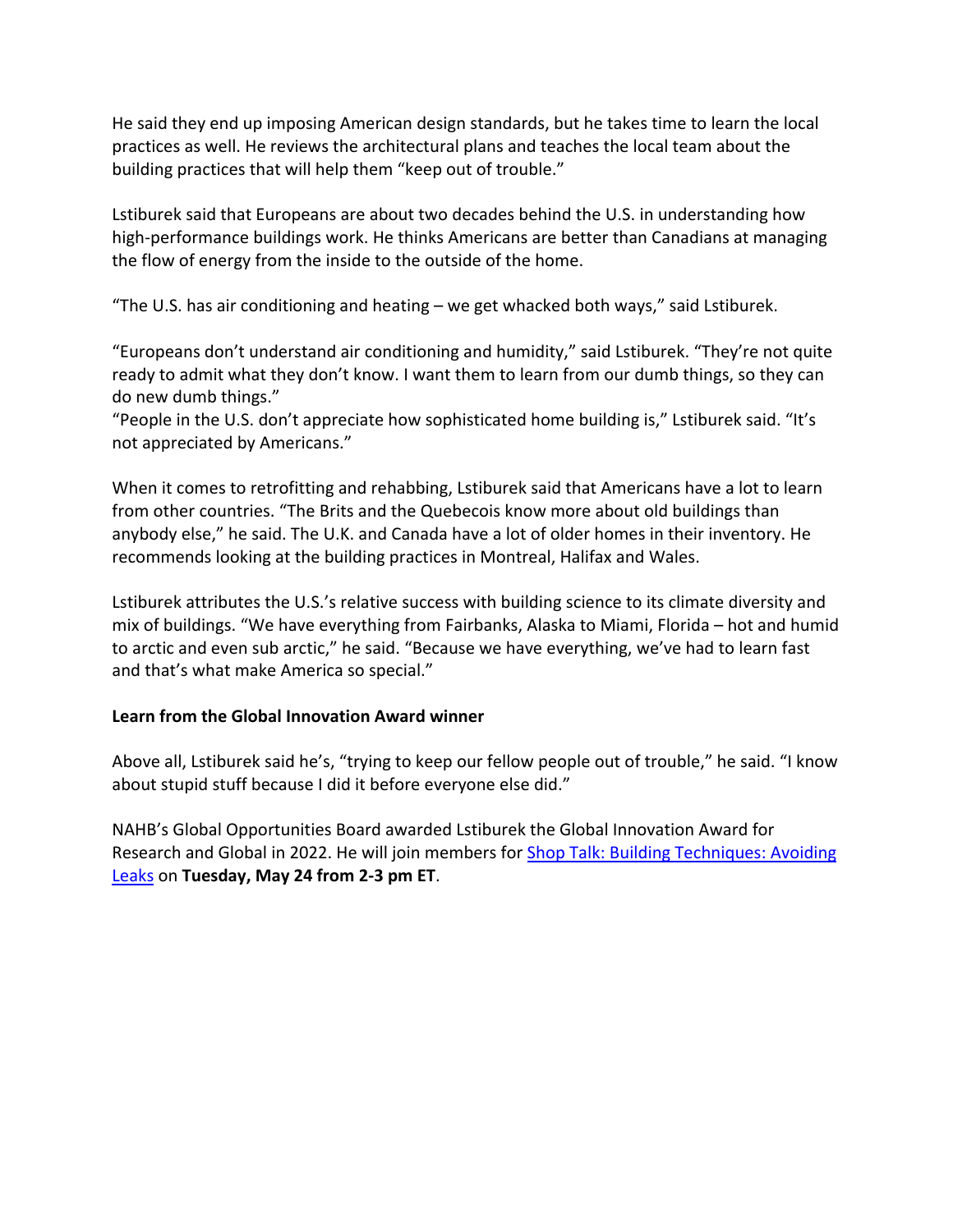He said they end up imposing American design standards, but he takes time to learn the local practices as well. He reviews the architectural plans and teaches the local team about the building practices that will help them "keep out of trouble."

Lstiburek said that Europeans are about two decades behind the U.S. in understanding how high-performance buildings work. He thinks Americans are better than Canadians at managing the flow of energy from the inside to the outside of the home.

"The U.S. has air conditioning and heating – we get whacked both ways," said Lstiburek.

"Europeans don't understand air conditioning and humidity," said Lstiburek. "They're not quite ready to admit what they don't know. I want them to learn from our dumb things, so they can do new dumb things."
"People in the U.S. don't appreciate how sophisticated home building is," Lstiburek said. "It's not appreciated by Americans."

When it comes to retrofitting and rehabbing, Lstiburek said that Americans have a lot to learn from other countries. "The Brits and the Quebecois know more about old buildings than anybody else," he said. The U.K. and Canada have a lot of older homes in their inventory. He recommends looking at the building practices in Montreal, Halifax and Wales.

Lstiburek attributes the U.S.'s relative success with building science to its climate diversity and mix of buildings. "We have everything from Fairbanks, Alaska to Miami, Florida – hot and humid to arctic and even sub arctic," he said. "Because we have everything, we've had to learn fast and that's what make America so special."

**Learn from the Global Innovation Award winner**

Above all, Lstiburek said he's, "trying to keep our fellow people out of trouble," he said. "I know about stupid stuff because I did it before everyone else did."

NAHB's Global Opportunities Board awarded Lstiburek the Global Innovation Award for Research and Global in 2022. He will join members for Shop Talk: Building Techniques: Avoiding Leaks on **Tuesday, May 24 from 2-3 pm ET**.